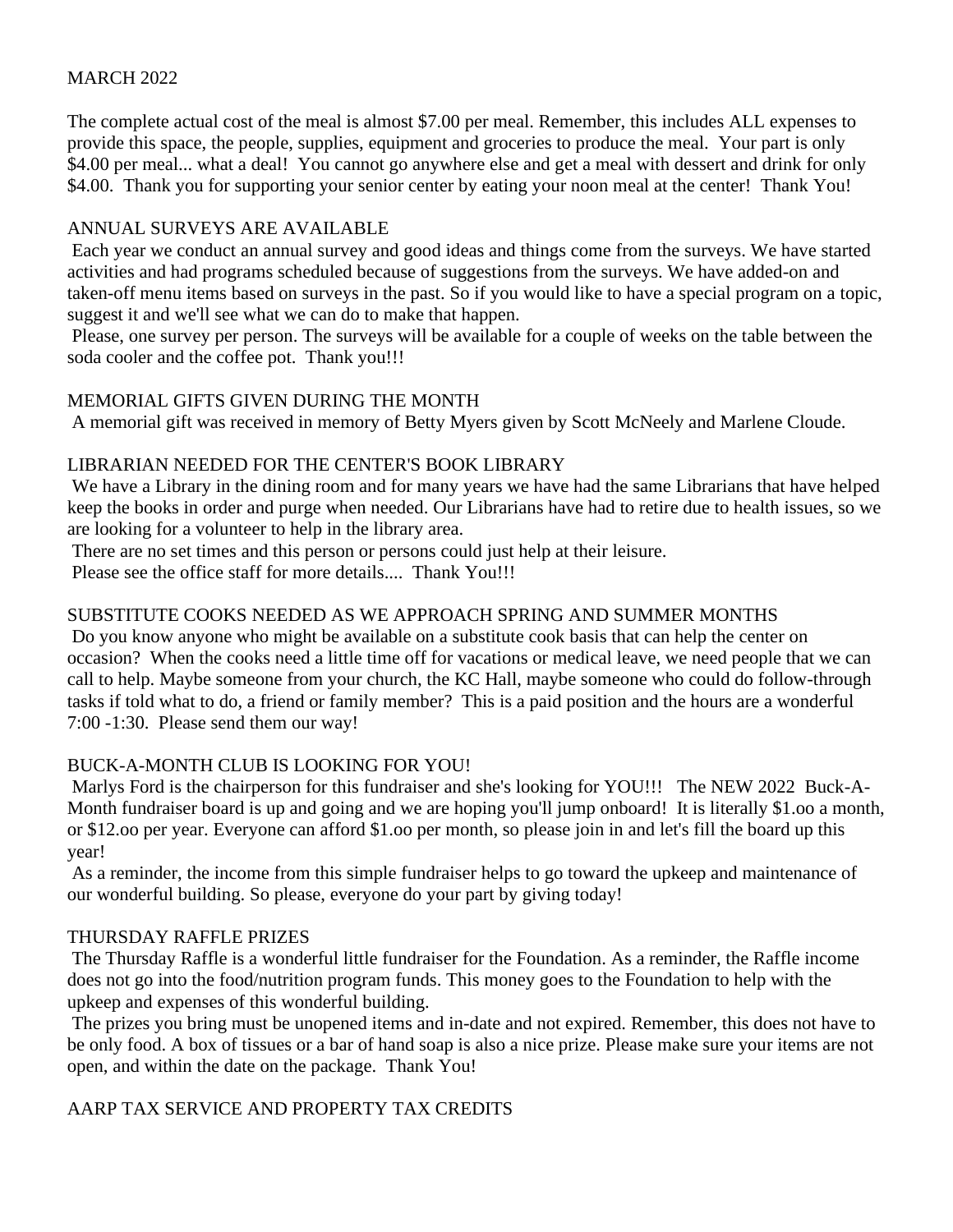MARCH 2022

The complete actual cost of the meal is almost $7.00 per meal. Remember, this includes ALL expenses to provide this space, the people, supplies, equipment and groceries to produce the meal. Your part is only $4.00 per meal... what a deal! You cannot go anywhere else and get a meal with dessert and drink for only $4.00. Thank you for supporting your senior center by eating your noon meal at the center! Thank You!

## ANNUAL SURVEYS ARE AVAILABLE

Each year we conduct an annual survey and good ideas and things come from the surveys. We have started activities and had programs scheduled because of suggestions from the surveys. We have added-on and taken-off menu items based on surveys in the past. So if you would like to have a special program on a topic, suggest it and we'll see what we can do to make that happen.

Please, one survey per person. The surveys will be available for a couple of weeks on the table between the soda cooler and the coffee pot. Thank you!!!

## MEMORIAL GIFTS GIVEN DURING THE MONTH

A memorial gift was received in memory of Betty Myers given by Scott McNeely and Marlene Cloude.

## LIBRARIAN NEEDED FOR THE CENTER'S BOOK LIBRARY

We have a Library in the dining room and for many years we have had the same Librarians that have helped keep the books in order and purge when needed. Our Librarians have had to retire due to health issues, so we are looking for a volunteer to help in the library area.

There are no set times and this person or persons could just help at their leisure.

Please see the office staff for more details.... Thank You!!!

## SUBSTITUTE COOKS NEEDED AS WE APPROACH SPRING AND SUMMER MONTHS

Do you know anyone who might be available on a substitute cook basis that can help the center on occasion? When the cooks need a little time off for vacations or medical leave, we need people that we can call to help. Maybe someone from your church, the KC Hall, maybe someone who could do follow-through tasks if told what to do, a friend or family member? This is a paid position and the hours are a wonderful 7:00 -1:30. Please send them our way!

## BUCK-A-MONTH CLUB IS LOOKING FOR YOU!

Marlys Ford is the chairperson for this fundraiser and she's looking for YOU!!! The NEW 2022 Buck-A-Month fundraiser board is up and going and we are hoping you'll jump onboard! It is literally $1.oo a month, or $12.oo per year. Everyone can afford $1.oo per month, so please join in and let's fill the board up this year!

As a reminder, the income from this simple fundraiser helps to go toward the upkeep and maintenance of our wonderful building. So please, everyone do your part by giving today!

## THURSDAY RAFFLE PRIZES

The Thursday Raffle is a wonderful little fundraiser for the Foundation. As a reminder, the Raffle income does not go into the food/nutrition program funds. This money goes to the Foundation to help with the upkeep and expenses of this wonderful building.

The prizes you bring must be unopened items and in-date and not expired. Remember, this does not have to be only food. A box of tissues or a bar of hand soap is also a nice prize. Please make sure your items are not open, and within the date on the package. Thank You!

## AARP TAX SERVICE AND PROPERTY TAX CREDITS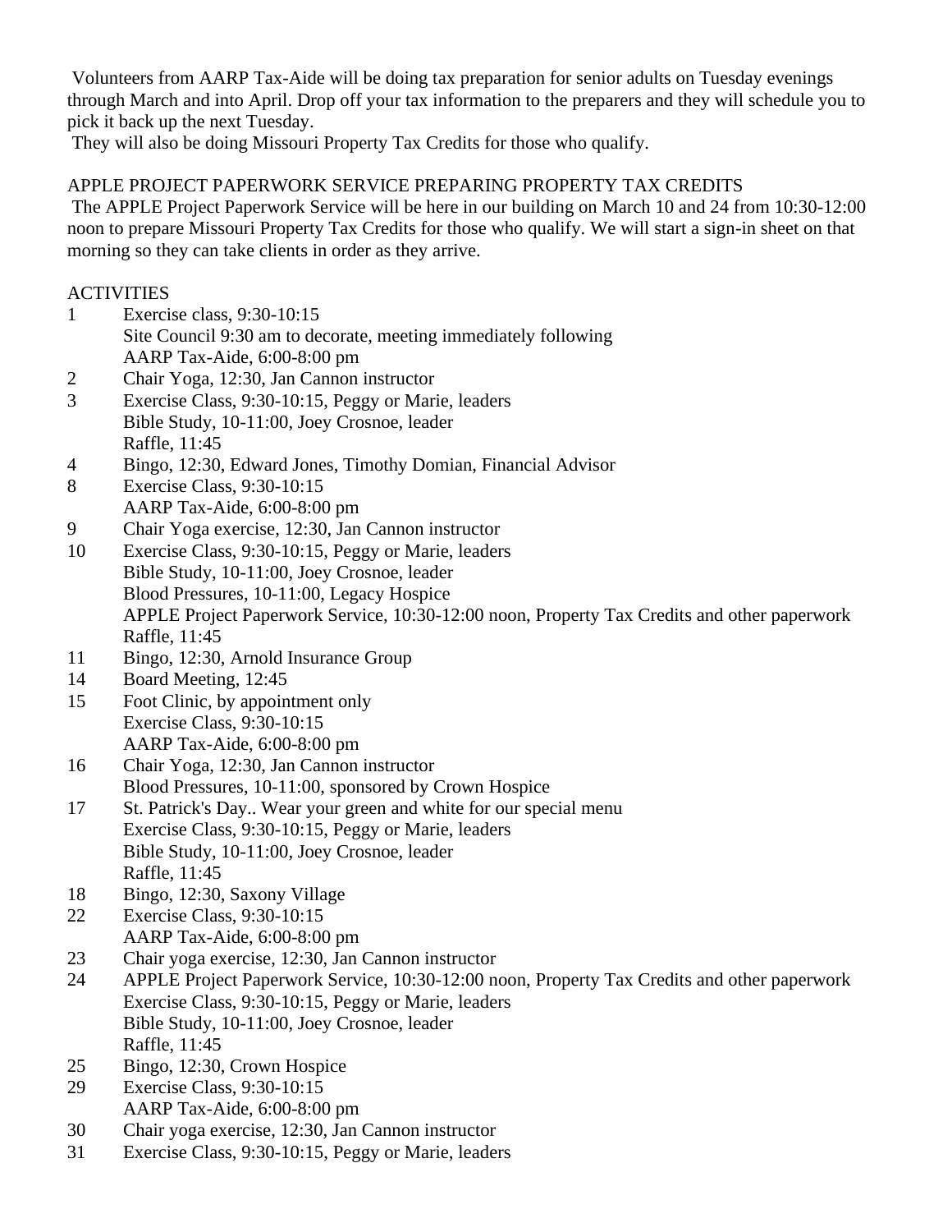Volunteers from AARP Tax-Aide will be doing tax preparation for senior adults on Tuesday evenings through March and into April. Drop off your tax information to the preparers and they will schedule you to pick it back up the next Tuesday.

They will also be doing Missouri Property Tax Credits for those who qualify.

## APPLE PROJECT PAPERWORK SERVICE PREPARING PROPERTY TAX CREDITS

The APPLE Project Paperwork Service will be here in our building on March 10 and 24 from 10:30-12:00 noon to prepare Missouri Property Tax Credits for those who qualify. We will start a sign-in sheet on that morning so they can take clients in order as they arrive.

## ACTIVITIES

| | |
|---|---|
| 1 | Exercise class, 9:30-10:15 |
| | Site Council 9:30 am to decorate, meeting immediately following |
| | AARP Tax-Aide, 6:00-8:00 pm |
| 2 | Chair Yoga, 12:30, Jan Cannon instructor |
| 3 | Exercise Class, 9:30-10:15, Peggy or Marie, leaders |
| | Bible Study, 10-11:00, Joey Crosnoe, leader |
| | Raffle, 11:45 |
| 4 | Bingo, 12:30, Edward Jones, Timothy Domian, Financial Advisor |
| 8 | Exercise Class, 9:30-10:15 |
| | AARP Tax-Aide, 6:00-8:00 pm |
| 9 | Chair Yoga exercise, 12:30, Jan Cannon instructor |
| 10 | Exercise Class, 9:30-10:15, Peggy or Marie, leaders |
| | Bible Study, 10-11:00, Joey Crosnoe, leader |
| | Blood Pressures, 10-11:00, Legacy Hospice |
| | APPLE Project Paperwork Service, 10:30-12:00 noon, Property Tax Credits and other paperwork |
| | Raffle, 11:45 |
| 11 | Bingo, 12:30, Arnold Insurance Group |
| 14 | Board Meeting, 12:45 |
| 15 | Foot Clinic, by appointment only |
| | Exercise Class, 9:30-10:15 |
| | AARP Tax-Aide, 6:00-8:00 pm |
| 16 | Chair Yoga, 12:30, Jan Cannon instructor |
| | Blood Pressures, 10-11:00, sponsored by Crown Hospice |
| 17 | St. Patrick's Day.. Wear your green and white for our special menu |
| | Exercise Class, 9:30-10:15, Peggy or Marie, leaders |
| | Bible Study, 10-11:00, Joey Crosnoe, leader |
| | Raffle, 11:45 |
| 18 | Bingo, 12:30, Saxony Village |
| 22 | Exercise Class, 9:30-10:15 |
| | AARP Tax-Aide, 6:00-8:00 pm |
| 23 | Chair yoga exercise, 12:30, Jan Cannon instructor |
| 24 | APPLE Project Paperwork Service, 10:30-12:00 noon, Property Tax Credits and other paperwork |
| | Exercise Class, 9:30-10:15, Peggy or Marie, leaders |
| | Bible Study, 10-11:00, Joey Crosnoe, leader |
| | Raffle, 11:45 |
| 25 | Bingo, 12:30, Crown Hospice |
| 29 | Exercise Class, 9:30-10:15 |
| | AARP Tax-Aide, 6:00-8:00 pm |
| 30 | Chair yoga exercise, 12:30, Jan Cannon instructor |
| 31 | Exercise Class, 9:30-10:15, Peggy or Marie, leaders |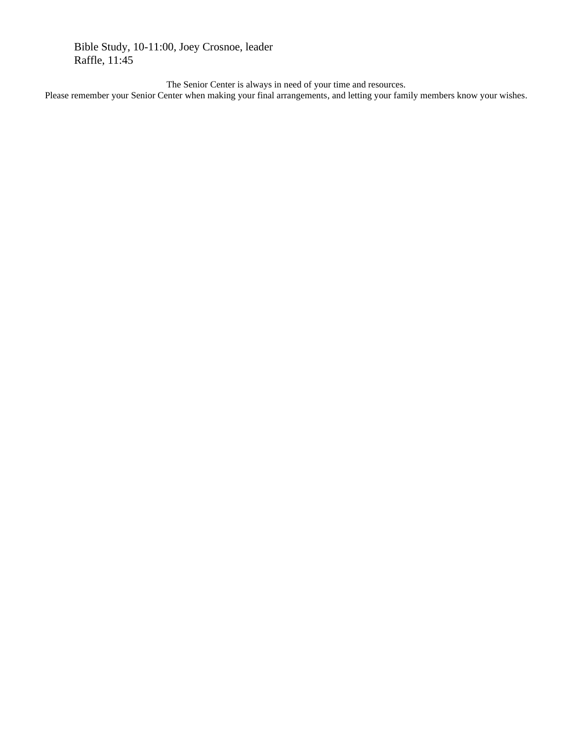Bible Study, 10-11:00, Joey Crosnoe, leader
Raffle, 11:45

The Senior Center is always in need of your time and resources.
Please remember your Senior Center when making your final arrangements, and letting your family members know your wishes.